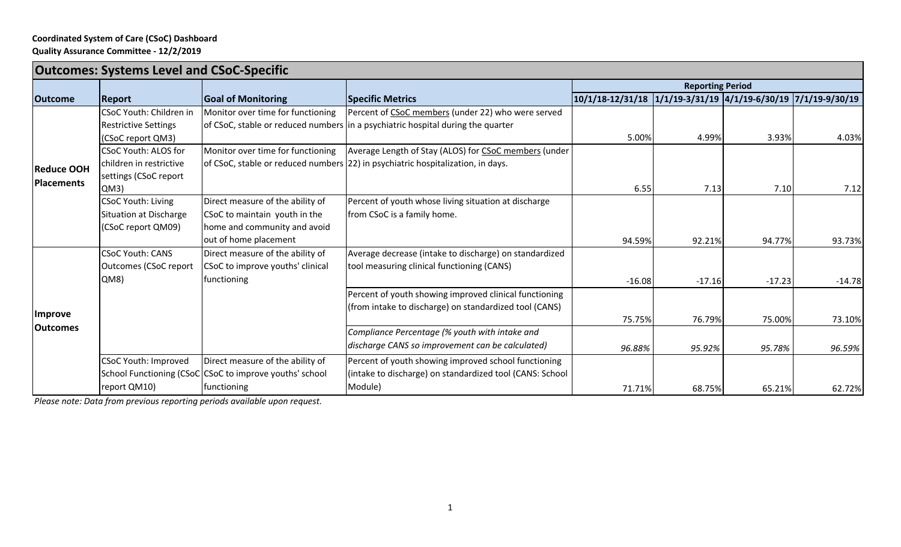**Coordinated System of Care (CSoC) Dashboard**
**Quality Assurance Committee - 12/2/2019**

## Outcomes: Systems Level and CSoC-Specific

| Outcome | Report | Goal of Monitoring | Specific Metrics | Reporting Period | | | |
|---|---|---|---|---|---|---|---|
| | | | | 10/1/18-12/31/18 | 1/1/19-3/31/19 | 4/1/19-6/30/19 | 7/1/19-9/30/19 |
| **Reduce OOH Placements** | CSoC Youth: Children in Restrictive Settings (CSoC report QM3) | Monitor over time for functioning of CSoC, stable or reduced numbers | Percent of CSoC members (under 22) who were served in a psychiatric hospital during the quarter | 5.00% | 4.99% | 3.93% | 4.03% |
| | CSoC Youth: ALOS for children in restrictive settings (CSoC report QM3) | Monitor over time for functioning of CSoC, stable or reduced numbers | Average Length of Stay (ALOS) for CSoC members (under 22) in psychiatric hospitalization, in days. | 6.55 | 7.13 | 7.10 | 7.12 |
| | CSoC Youth: Living Situation at Discharge (CSoC report QM09) | Direct measure of the ability of CSoC to maintain youth in the home and community and avoid out of home placement | Percent of youth whose living situation at discharge from CSoC is a family home. | 94.59% | 92.21% | 94.77% | 93.73% |
| **Improve Outcomes** | CSoC Youth: CANS Outcomes (CSoC report QM8) | Direct measure of the ability of CSoC to improve youths' clinical functioning | Average decrease (intake to discharge) on standardized tool measuring clinical functioning (CANS) | -16.08 | -17.16 | -17.23 | -14.78 |
| | | | Percent of youth showing improved clinical functioning (from intake to discharge) on standardized tool (CANS) | 75.75% | 76.79% | 75.00% | 73.10% |
| | | | *Compliance Percentage (% youth with intake and discharge CANS so improvement can be calculated)* | *96.88%* | *95.92%* | *95.78%* | *96.59%* |
| | CSoC Youth: Improved School Functioning (CSoC report QM10) | Direct measure of the ability of CSoC to improve youths' school functioning | Percent of youth showing improved school functioning (intake to discharge) on standardized tool (CANS: School Module) | 71.71% | 68.75% | 65.21% | 62.72% |

*Please note: Data from previous reporting periods available upon request.*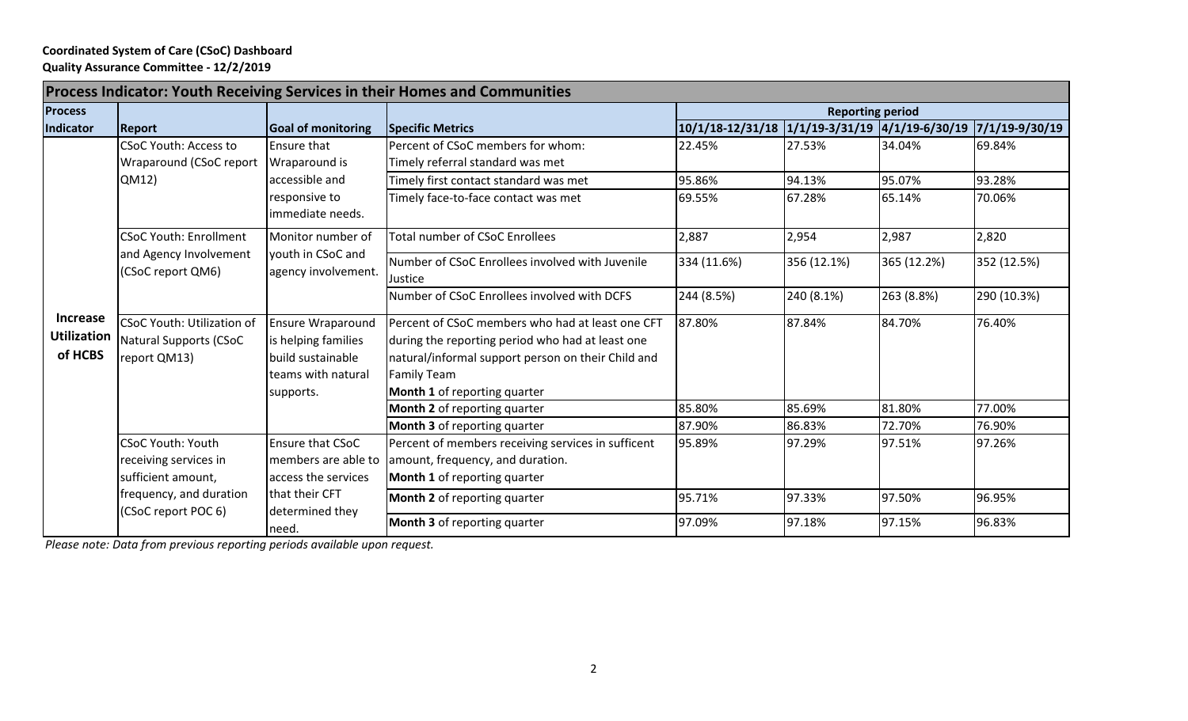**Coordinated System of Care (CSoC) Dashboard**
**Quality Assurance Committee - 12/2/2019**

| Process Indicator: Youth Receiving Services in their Homes and Communities | | | | | | | |
|---|---|---|---|---|---|---|---|
| **Process Indicator** | **Report** | **Goal of monitoring** | **Specific Metrics** | **Reporting period** | | | |
| | | | | **10/1/18-12/31/18** | **1/1/19-3/31/19** | **4/1/19-6/30/19** | **7/1/19-9/30/19** |
| **Increase Utilization of HCBS** | CSoC Youth: Access to Wraparound (CSoC report QM12) | Ensure that Wraparound is accessible and responsive to immediate needs. | Percent of CSoC members for whom: Timely referral standard was met | 22.45% | 27.53% | 34.04% | 69.84% |
| | | | Timely first contact standard was met | 95.86% | 94.13% | 95.07% | 93.28% |
| | | | Timely face-to-face contact was met | 69.55% | 67.28% | 65.14% | 70.06% |
| | CSoC Youth: Enrollment and Agency Involvement (CSoC report QM6) | Monitor number of youth in CSoC and agency involvement. | Total number of CSoC Enrollees | 2,887 | 2,954 | 2,987 | 2,820 |
| | | | Number of CSoC Enrollees involved with Juvenile Justice | 334 (11.6%) | 356 (12.1%) | 365 (12.2%) | 352 (12.5%) |
| | | | Number of CSoC Enrollees involved with DCFS | 244 (8.5%) | 240 (8.1%) | 263 (8.8%) | 290 (10.3%) |
| | CSoC Youth: Utilization of Natural Supports (CSoC report QM13) | Ensure Wraparound is helping families build sustainable teams with natural supports. | Percent of CSoC members who had at least one CFT during the reporting period who had at least one natural/informal support person on their Child and Family Team **Month 1** of reporting quarter | 87.80% | 87.84% | 84.70% | 76.40% |
| | | | **Month 2** of reporting quarter | 85.80% | 85.69% | 81.80% | 77.00% |
| | | | **Month 3** of reporting quarter | 87.90% | 86.83% | 72.70% | 76.90% |
| | CSoC Youth: Youth receiving services in sufficient amount, frequency, and duration (CSoC report POC 6) | Ensure that CSoC members are able to access the services that their CFT determined they need. | Percent of members receiving services in sufficent amount, frequency, and duration. **Month 1** of reporting quarter | 95.89% | 97.29% | 97.51% | 97.26% |
| | | | **Month 2** of reporting quarter | 95.71% | 97.33% | 97.50% | 96.95% |
| | | | **Month 3** of reporting quarter | 97.09% | 97.18% | 97.15% | 96.83% |

*Please note: Data from previous reporting periods available upon request.*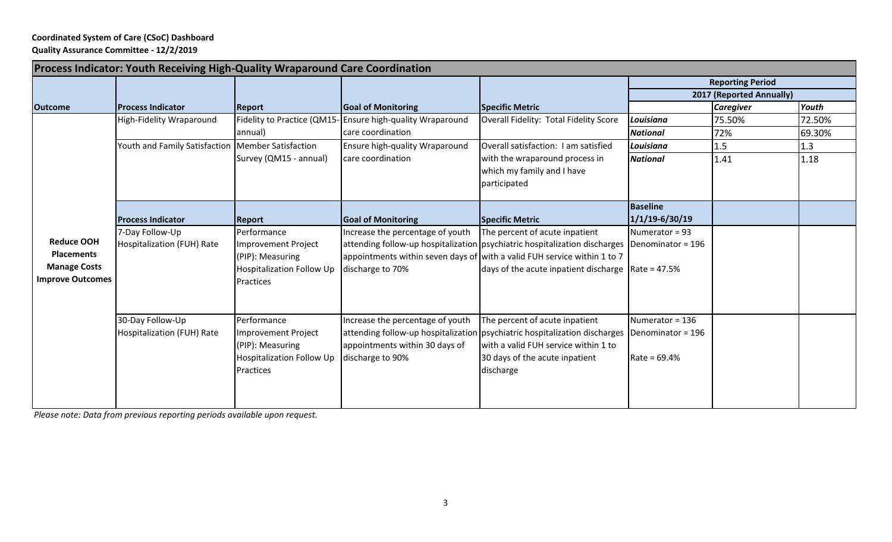**Coordinated System of Care (CSoC) Dashboard**
**Quality Assurance Committee - 12/2/2019**

| Process Indicator: Youth Receiving High-Quality Wraparound Care Coordination | | | | | | | |
|---|---|---|---|---|---|---|---|
| | | | | | Reporting Period | | |
| | | | | | 2017 (Reported Annually) | | |
| **Outcome** | **Process Indicator** | **Report** | **Goal of Monitoring** | **Specific Metric** | | *Caregiver* | *Youth* |
| **Reduce OOH Placements Manage Costs Improve Outcomes** | High-Fidelity Wraparound | Fidelity to Practice (QM15- annual) | Ensure high-quality Wraparound care coordination | Overall Fidelity: Total Fidelity Score | ***Louisiana*** | 75.50% | 72.50% |
| | | | | | ***National*** | 72% | 69.30% |
| | Youth and Family Satisfaction | Member Satisfaction Survey (QM15 - annual) | Ensure high-quality Wraparound care coordination | Overall satisfaction: I am satisfied with the wraparound process in which my family and I have participated | ***Louisiana*** | 1.5 | 1.3 |
| | | | | | ***National*** | 1.41 | 1.18 |
| | **Process Indicator** | **Report** | **Goal of Monitoring** | **Specific Metric** | **Baseline 1/1/19-6/30/19** | | |
| | 7-Day Follow-Up Hospitalization (FUH) Rate | Performance Improvement Project (PIP): Measuring Hospitalization Follow Up Practices | Increase the percentage of youth attending follow-up hospitalization appointments within seven days of discharge to 70% | The percent of acute inpatient psychiatric hospitalization discharges with a valid FUH service within 1 to 7 days of the acute inpatient discharge | Numerator = 93<br>Denominator = 196<br><br>Rate = 47.5% | | |
| | 30-Day Follow-Up Hospitalization (FUH) Rate | Performance Improvement Project (PIP): Measuring Hospitalization Follow Up Practices | Increase the percentage of youth attending follow-up hospitalization appointments within 30 days of discharge to 90% | The percent of acute inpatient psychiatric hospitalization discharges with a valid FUH service within 1 to 30 days of the acute inpatient discharge | Numerator = 136<br>Denominator = 196<br><br>Rate = 69.4% | | |

*Please note: Data from previous reporting periods available upon request.*